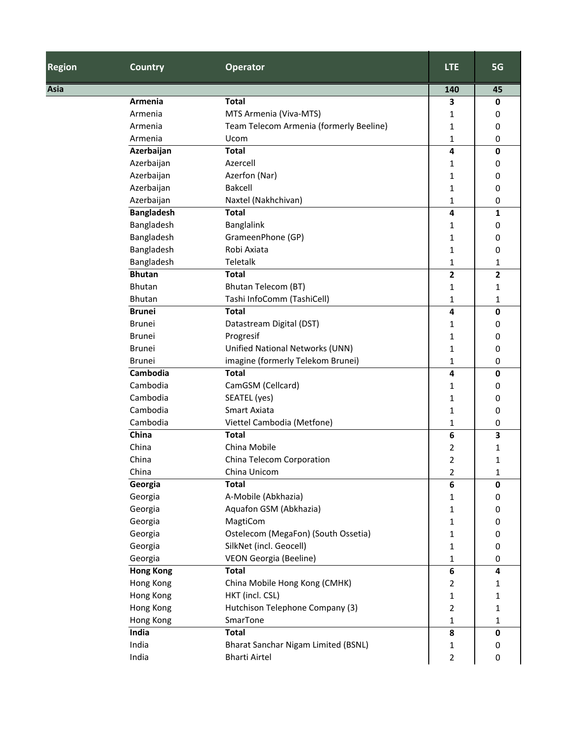| Region | Country | Operator | LTE | 5G |
|---|---|---|---|---|
| **Asia** | | | **140** | **45** |
| | **Armenia** | **Total** | **3** | **0** |
| | Armenia | MTS Armenia (Viva-MTS) | 1 | 0 |
| | Armenia | Team Telecom Armenia (formerly Beeline) | 1 | 0 |
| | Armenia | Ucom | 1 | 0 |
| | **Azerbaijan** | **Total** | **4** | **0** |
| | Azerbaijan | Azercell | 1 | 0 |
| | Azerbaijan | Azerfon (Nar) | 1 | 0 |
| | Azerbaijan | Bakcell | 1 | 0 |
| | Azerbaijan | Naxtel (Nakhchivan) | 1 | 0 |
| | **Bangladesh** | **Total** | **4** | **1** |
| | Bangladesh | Banglalink | 1 | 0 |
| | Bangladesh | GrameenPhone (GP) | 1 | 0 |
| | Bangladesh | Robi Axiata | 1 | 0 |
| | Bangladesh | Teletalk | 1 | 1 |
| | **Bhutan** | **Total** | **2** | **2** |
| | Bhutan | Bhutan Telecom (BT) | 1 | 1 |
| | Bhutan | Tashi InfoComm (TashiCell) | 1 | 1 |
| | **Brunei** | **Total** | **4** | **0** |
| | Brunei | Datastream Digital (DST) | 1 | 0 |
| | Brunei | Progresif | 1 | 0 |
| | Brunei | Unified National Networks (UNN) | 1 | 0 |
| | Brunei | imagine (formerly Telekom Brunei) | 1 | 0 |
| | **Cambodia** | **Total** | **4** | **0** |
| | Cambodia | CamGSM (Cellcard) | 1 | 0 |
| | Cambodia | SEATEL (yes) | 1 | 0 |
| | Cambodia | Smart Axiata | 1 | 0 |
| | Cambodia | Viettel Cambodia (Metfone) | 1 | 0 |
| | **China** | **Total** | **6** | **3** |
| | China | China Mobile | 2 | 1 |
| | China | China Telecom Corporation | 2 | 1 |
| | China | China Unicom | 2 | 1 |
| | **Georgia** | **Total** | **6** | **0** |
| | Georgia | A-Mobile (Abkhazia) | 1 | 0 |
| | Georgia | Aquafon GSM (Abkhazia) | 1 | 0 |
| | Georgia | MagtiCom | 1 | 0 |
| | Georgia | Ostelecom (MegaFon) (South Ossetia) | 1 | 0 |
| | Georgia | SilkNet (incl. Geocell) | 1 | 0 |
| | Georgia | VEON Georgia (Beeline) | 1 | 0 |
| | **Hong Kong** | **Total** | **6** | **4** |
| | Hong Kong | China Mobile Hong Kong (CMHK) | 2 | 1 |
| | Hong Kong | HKT (incl. CSL) | 1 | 1 |
| | Hong Kong | Hutchison Telephone Company (3) | 2 | 1 |
| | Hong Kong | SmarTone | 1 | 1 |
| | **India** | **Total** | **8** | **0** |
| | India | Bharat Sanchar Nigam Limited (BSNL) | 1 | 0 |
| | India | Bharti Airtel | 2 | 0 |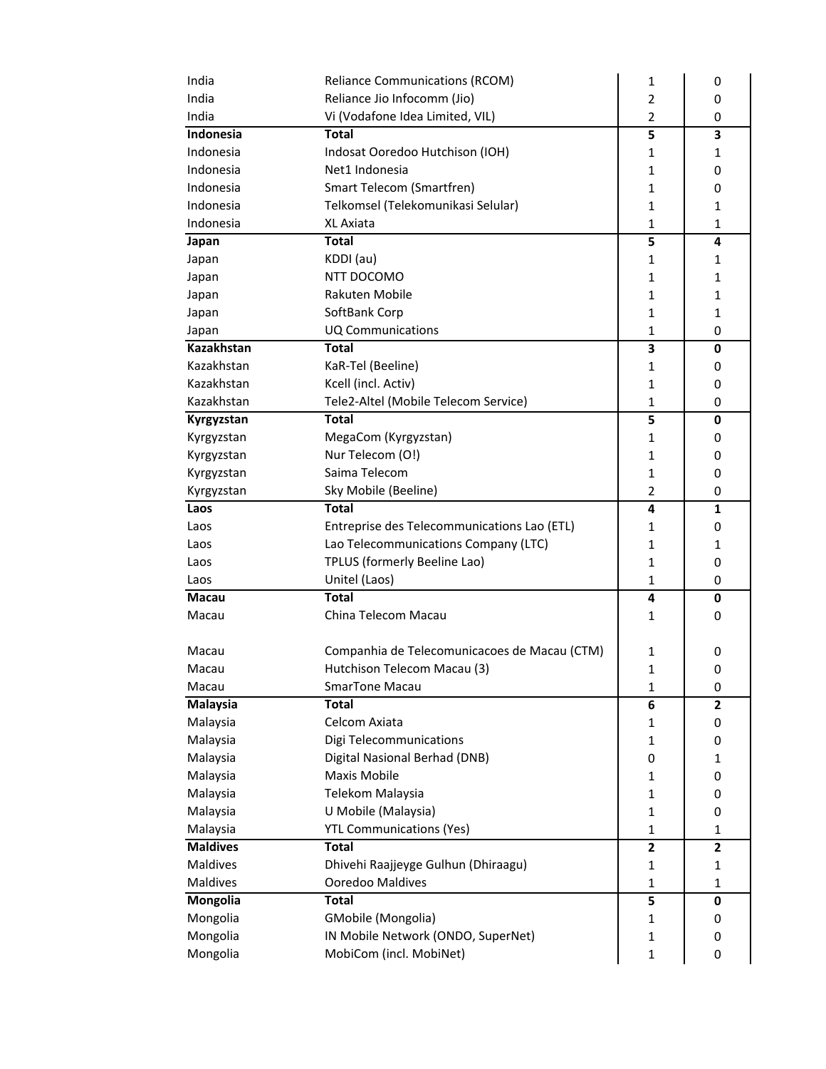| | | | |
|---|---|---|---|
| India | Reliance Communications (RCOM) | 1 | 0 |
| India | Reliance Jio Infocomm (Jio) | 2 | 0 |
| India | Vi (Vodafone Idea Limited, VIL) | 2 | 0 |
| **Indonesia** | **Total** | **5** | **3** |
| Indonesia | Indosat Ooredoo Hutchison (IOH) | 1 | 1 |
| Indonesia | Net1 Indonesia | 1 | 0 |
| Indonesia | Smart Telecom (Smartfren) | 1 | 0 |
| Indonesia | Telkomsel (Telekomunikasi Selular) | 1 | 1 |
| Indonesia | XL Axiata | 1 | 1 |
| **Japan** | **Total** | **5** | **4** |
| Japan | KDDI (au) | 1 | 1 |
| Japan | NTT DOCOMO | 1 | 1 |
| Japan | Rakuten Mobile | 1 | 1 |
| Japan | SoftBank Corp | 1 | 1 |
| Japan | UQ Communications | 1 | 0 |
| **Kazakhstan** | **Total** | **3** | **0** |
| Kazakhstan | KaR-Tel (Beeline) | 1 | 0 |
| Kazakhstan | Kcell (incl. Activ) | 1 | 0 |
| Kazakhstan | Tele2-Altel (Mobile Telecom Service) | 1 | 0 |
| **Kyrgyzstan** | **Total** | **5** | **0** |
| Kyrgyzstan | MegaCom (Kyrgyzstan) | 1 | 0 |
| Kyrgyzstan | Nur Telecom (O!) | 1 | 0 |
| Kyrgyzstan | Saima Telecom | 1 | 0 |
| Kyrgyzstan | Sky Mobile (Beeline) | 2 | 0 |
| **Laos** | **Total** | **4** | **1** |
| Laos | Entreprise des Telecommunications Lao (ETL) | 1 | 0 |
| Laos | Lao Telecommunications Company (LTC) | 1 | 1 |
| Laos | TPLUS (formerly Beeline Lao) | 1 | 0 |
| Laos | Unitel (Laos) | 1 | 0 |
| **Macau** | **Total** | **4** | **0** |
| Macau | China Telecom Macau | 1 | 0 |
| Macau | Companhia de Telecomunicacoes de Macau (CTM) | 1 | 0 |
| Macau | Hutchison Telecom Macau (3) | 1 | 0 |
| Macau | SmarTone Macau | 1 | 0 |
| **Malaysia** | **Total** | **6** | **2** |
| Malaysia | Celcom Axiata | 1 | 0 |
| Malaysia | Digi Telecommunications | 1 | 0 |
| Malaysia | Digital Nasional Berhad (DNB) | 0 | 1 |
| Malaysia | Maxis Mobile | 1 | 0 |
| Malaysia | Telekom Malaysia | 1 | 0 |
| Malaysia | U Mobile (Malaysia) | 1 | 0 |
| Malaysia | YTL Communications (Yes) | 1 | 1 |
| **Maldives** | **Total** | **2** | **2** |
| Maldives | Dhivehi Raajjeyge Gulhun (Dhiraagu) | 1 | 1 |
| Maldives | Ooredoo Maldives | 1 | 1 |
| **Mongolia** | **Total** | **5** | **0** |
| Mongolia | GMobile (Mongolia) | 1 | 0 |
| Mongolia | IN Mobile Network (ONDO, SuperNet) | 1 | 0 |
| Mongolia | MobiCom (incl. MobiNet) | 1 | 0 |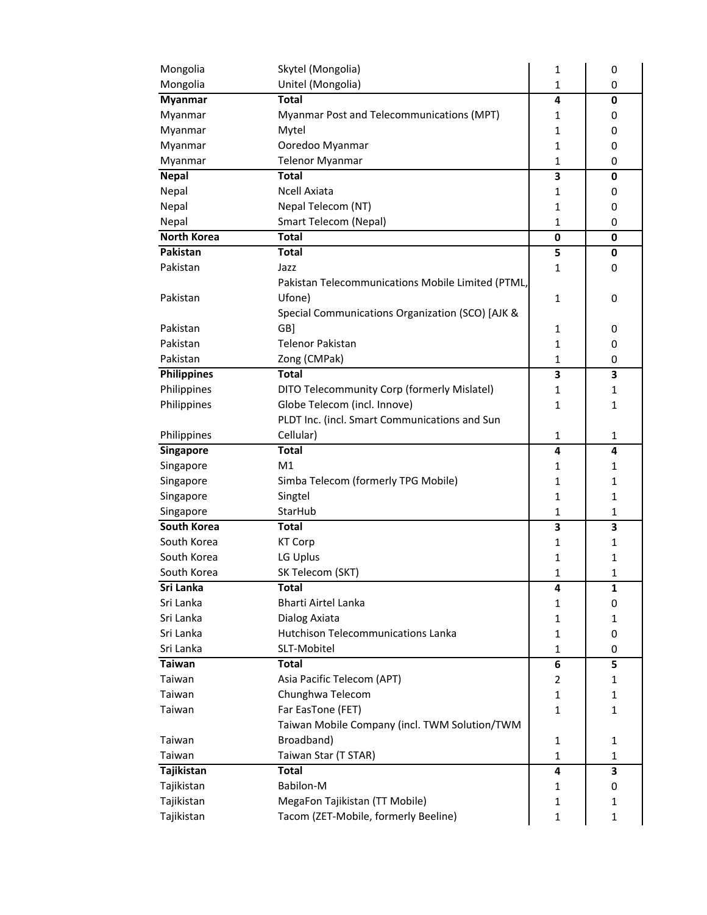| | | | |
|---|---|---|---|
| Mongolia | Skytel (Mongolia) | 1 | 0 |
| Mongolia | Unitel (Mongolia) | 1 | 0 |
| **Myanmar** | **Total** | **4** | **0** |
| Myanmar | Myanmar Post and Telecommunications (MPT) | 1 | 0 |
| Myanmar | Mytel | 1 | 0 |
| Myanmar | Ooredoo Myanmar | 1 | 0 |
| Myanmar | Telenor Myanmar | 1 | 0 |
| **Nepal** | **Total** | **3** | **0** |
| Nepal | Ncell Axiata | 1 | 0 |
| Nepal | Nepal Telecom (NT) | 1 | 0 |
| Nepal | Smart Telecom (Nepal) | 1 | 0 |
| **North Korea** | **Total** | **0** | **0** |
| **Pakistan** | **Total** | **5** | **0** |
| Pakistan | Jazz | 1 | 0 |
| Pakistan | Pakistan Telecommunications Mobile Limited (PTML, Ufone) | 1 | 0 |
| Pakistan | Special Communications Organization (SCO) [AJK & GB] | 1 | 0 |
| Pakistan | Telenor Pakistan | 1 | 0 |
| Pakistan | Zong (CMPak) | 1 | 0 |
| **Philippines** | **Total** | **3** | **3** |
| Philippines | DITO Telecommunity Corp (formerly Mislatel) | 1 | 1 |
| Philippines | Globe Telecom (incl. Innove) | 1 | 1 |
| Philippines | PLDT Inc. (incl. Smart Communications and Sun Cellular) | 1 | 1 |
| **Singapore** | **Total** | **4** | **4** |
| Singapore | M1 | 1 | 1 |
| Singapore | Simba Telecom (formerly TPG Mobile) | 1 | 1 |
| Singapore | Singtel | 1 | 1 |
| Singapore | StarHub | 1 | 1 |
| **South Korea** | **Total** | **3** | **3** |
| South Korea | KT Corp | 1 | 1 |
| South Korea | LG Uplus | 1 | 1 |
| South Korea | SK Telecom (SKT) | 1 | 1 |
| **Sri Lanka** | **Total** | **4** | **1** |
| Sri Lanka | Bharti Airtel Lanka | 1 | 0 |
| Sri Lanka | Dialog Axiata | 1 | 1 |
| Sri Lanka | Hutchison Telecommunications Lanka | 1 | 0 |
| Sri Lanka | SLT-Mobitel | 1 | 0 |
| **Taiwan** | **Total** | **6** | **5** |
| Taiwan | Asia Pacific Telecom (APT) | 2 | 1 |
| Taiwan | Chunghwa Telecom | 1 | 1 |
| Taiwan | Far EasTone (FET) | 1 | 1 |
| Taiwan | Taiwan Mobile Company (incl. TWM Solution/TWM Broadband) | 1 | 1 |
| Taiwan | Taiwan Star (T STAR) | 1 | 1 |
| **Tajikistan** | **Total** | **4** | **3** |
| Tajikistan | Babilon-M | 1 | 0 |
| Tajikistan | MegaFon Tajikistan (TT Mobile) | 1 | 1 |
| Tajikistan | Tacom (ZET-Mobile, formerly Beeline) | 1 | 1 |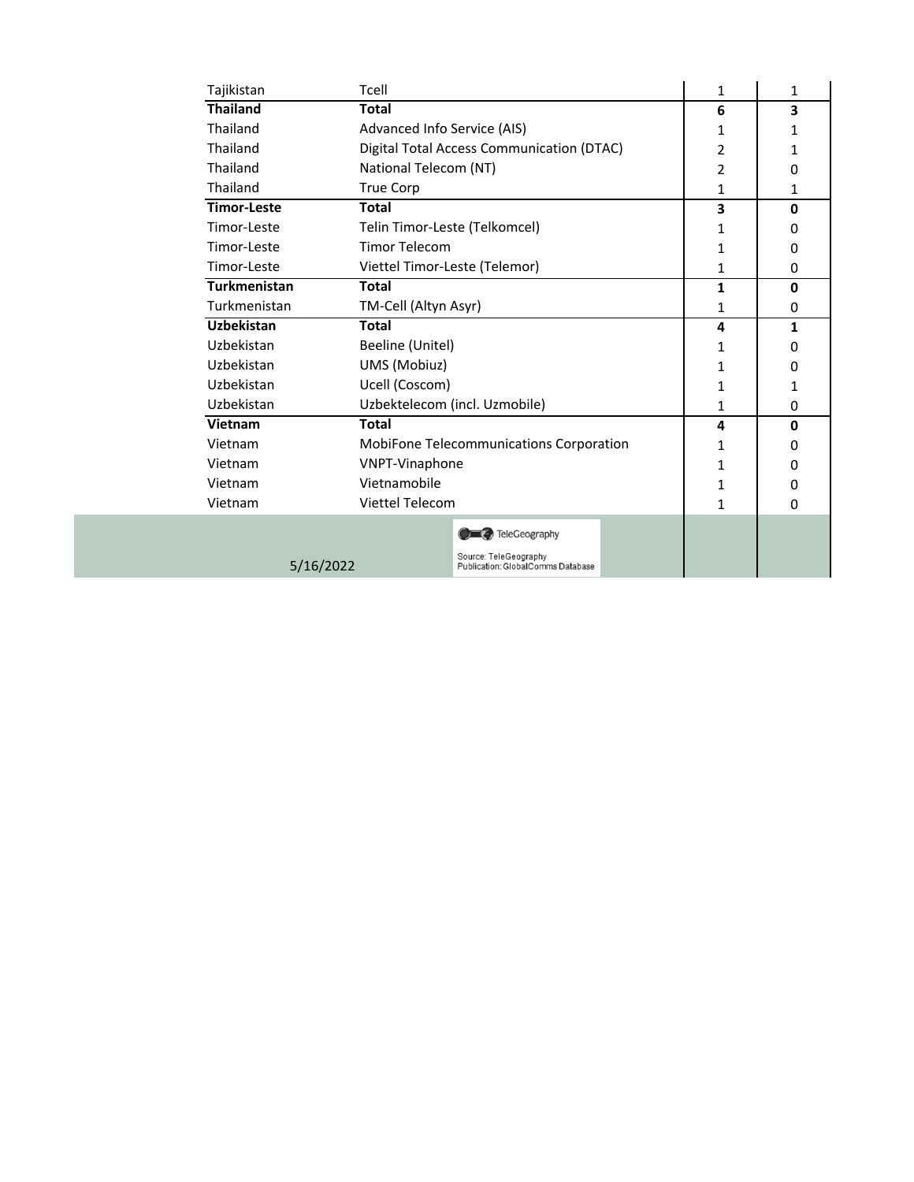| | | | |
|---|---|---|---|
| Tajikistan | Tcell | 1 | 1 |
| **Thailand** | **Total** | **6** | **3** |
| Thailand | Advanced Info Service (AIS) | 1 | 1 |
| Thailand | Digital Total Access Communication (DTAC) | 2 | 1 |
| Thailand | National Telecom (NT) | 2 | 0 |
| Thailand | True Corp | 1 | 1 |
| **Timor-Leste** | **Total** | **3** | **0** |
| Timor-Leste | Telin Timor-Leste (Telkomcel) | 1 | 0 |
| Timor-Leste | Timor Telecom | 1 | 0 |
| Timor-Leste | Viettel Timor-Leste (Telemor) | 1 | 0 |
| **Turkmenistan** | **Total** | **1** | **0** |
| Turkmenistan | TM-Cell (Altyn Asyr) | 1 | 0 |
| **Uzbekistan** | **Total** | **4** | **1** |
| Uzbekistan | Beeline (Unitel) | 1 | 0 |
| Uzbekistan | UMS (Mobiuz) | 1 | 0 |
| Uzbekistan | Ucell (Coscom) | 1 | 1 |
| Uzbekistan | Uzbektelecom (incl. Uzmobile) | 1 | 0 |
| **Vietnam** | **Total** | **4** | **0** |
| Vietnam | MobiFone Telecommunications Corporation | 1 | 0 |
| Vietnam | VNPT-Vinaphone | 1 | 0 |
| Vietnam | Vietnamobile | 1 | 0 |
| Vietnam | Viettel Telecom | 1 | 0 |

5/16/2022

TeleGeography

Source: TeleGeography
Publication: GlobalComms Database